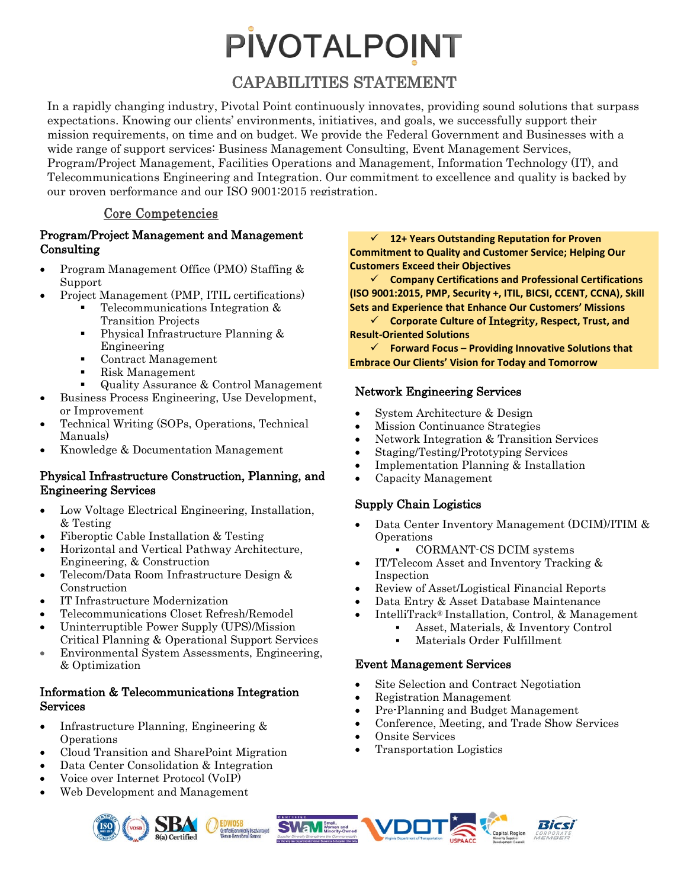# PIVOTALPOINT

## CAPABILITIES STATEMENT

In a rapidly changing industry, Pivotal Point continuously innovates, providing sound solutions that surpass expectations. Knowing our clients' environments, initiatives, and goals, we successfully support their mission requirements, on time and on budget. We provide the Federal Government and Businesses with a wide range of support services: Business Management Consulting, Event Management Services, Program/Project Management, Facilities Operations and Management, Information Technology (IT), and Telecommunications Engineering and Integration. Our commitment to excellence and quality is backed by our proven performance and our ISO 9001:2015 registration.

## Core Competencies

### Program/Project Management and Management Consulting

- Program Management Office (PMO) Staffing & Support
- Project Management (PMP, ITIL certifications)
  - Telecommunications Integration & Transition Projects
  - Physical Infrastructure Planning & Engineering
  - Contract Management
  - Risk Management
  - Quality Assurance & Control Management
- Business Process Engineering, Use Development, or Improvement
- Technical Writing (SOPs, Operations, Technical Manuals)
- Knowledge & Documentation Management

### Physical Infrastructure Construction, Planning, and Engineering Services

- Low Voltage Electrical Engineering, Installation, & Testing
- Fiberoptic Cable Installation & Testing
- Horizontal and Vertical Pathway Architecture, Engineering, & Construction
- Telecom/Data Room Infrastructure Design & Construction
- IT Infrastructure Modernization
- Telecommunications Closet Refresh/Remodel
- Uninterruptible Power Supply (UPS)/Mission Critical Planning & Operational Support Services
- Environmental System Assessments, Engineering, & Optimization

### Information & Telecommunications Integration Services

- Infrastructure Planning, Engineering & Operations
- Cloud Transition and SharePoint Migration
- Data Center Consolidation & Integration
- Voice over Internet Protocol (VoIP)
- Web Development and Management

✓ **12+ Years Outstanding Reputation for Proven Commitment to Quality and Customer Service; Helping Our Customers Exceed their Objectives**

✓ **Company Certifications and Professional Certifications (ISO 9001:2015, PMP, Security +, ITIL, BICSI, CCENT, CCNA), Skill Sets and Experience that Enhance Our Customers' Missions**

✓ **Corporate Culture of Integrity, Respect, Trust, and Result-Oriented Solutions**

✓ **Forward Focus – Providing Innovative Solutions that Embrace Our Clients' Vision for Today and Tomorrow**

### Network Engineering Services

- System Architecture & Design
- Mission Continuance Strategies
- Network Integration & Transition Services
- Staging/Testing/Prototyping Services
- Implementation Planning & Installation
- Capacity Management

### Supply Chain Logistics

- Data Center Inventory Management (DCIM)/ITIM & Operations
  - CORMANT-CS DCIM systems
- IT/Telecom Asset and Inventory Tracking & Inspection
- Review of Asset/Logistical Financial Reports
- Data Entry & Asset Database Maintenance
- IntelliTrack® Installation, Control, & Management
  - Asset, Materials, & Inventory Control
  - Materials Order Fulfillment

### Event Management Services

- Site Selection and Contract Negotiation
- Registration Management
- Pre-Planning and Budget Management
- Conference, Meeting, and Trade Show Services
- Onsite Services
- Transportation Logistics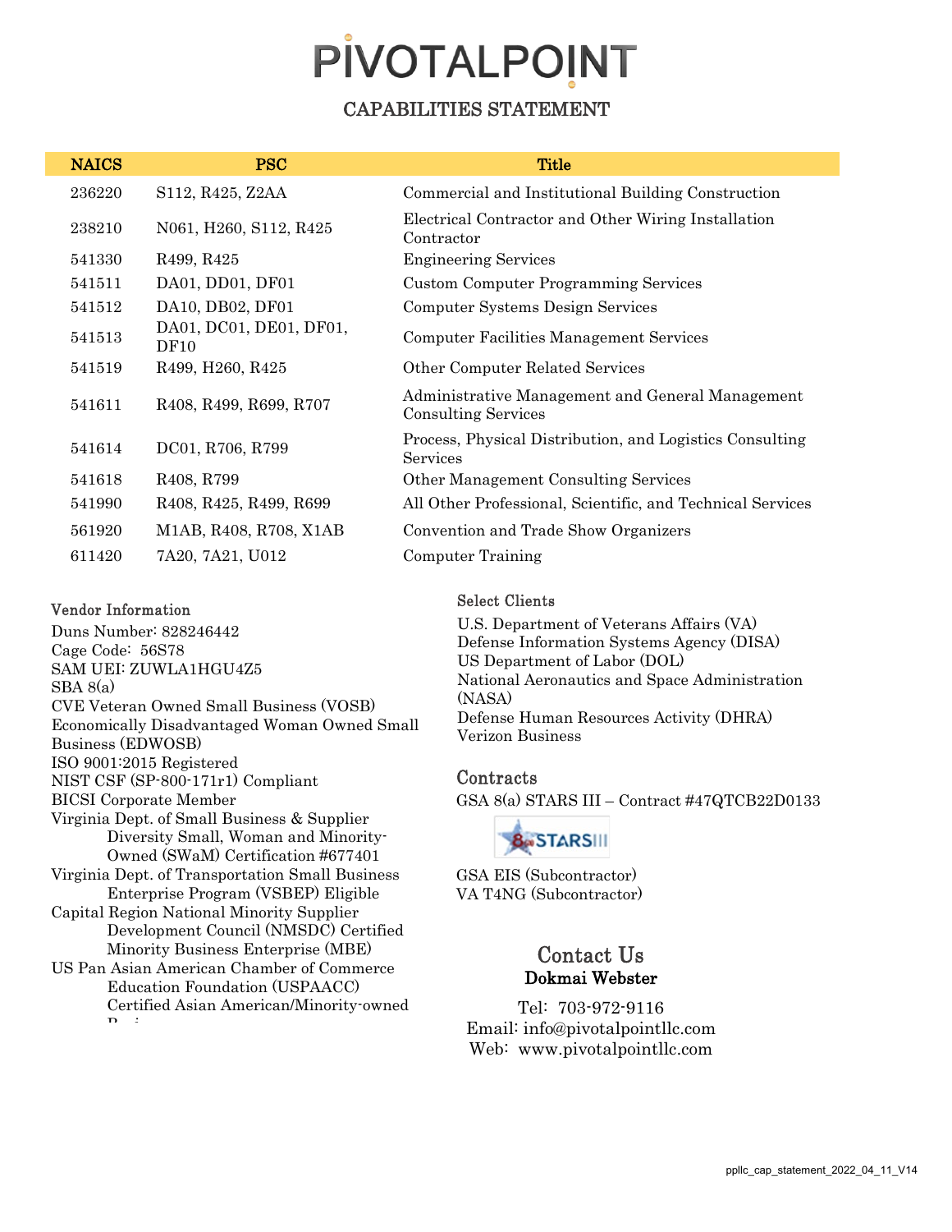# PIVOTALPOINT

## CAPABILITIES STATEMENT

| NAICS | PSC | Title |
|---|---|---|
| 236220 | S112, R425, Z2AA | Commercial and Institutional Building Construction |
| 238210 | N061, H260, S112, R425 | Electrical Contractor and Other Wiring Installation Contractor |
| 541330 | R499, R425 | Engineering Services |
| 541511 | DA01, DD01, DF01 | Custom Computer Programming Services |
| 541512 | DA10, DB02, DF01 | Computer Systems Design Services |
| 541513 | DA01, DC01, DE01, DF01, DF10 | Computer Facilities Management Services |
| 541519 | R499, H260, R425 | Other Computer Related Services |
| 541611 | R408, R499, R699, R707 | Administrative Management and General Management Consulting Services |
| 541614 | DC01, R706, R799 | Process, Physical Distribution, and Logistics Consulting Services |
| 541618 | R408, R799 | Other Management Consulting Services |
| 541990 | R408, R425, R499, R699 | All Other Professional, Scientific, and Technical Services |
| 561920 | M1AB, R408, R708, X1AB | Convention and Trade Show Organizers |
| 611420 | 7A20, 7A21, U012 | Computer Training |

### Vendor Information

Duns Number: 828246442
Cage Code: 56S78
SAM UEI: ZUWLA1HGU4Z5
SBA 8(a)
CVE Veteran Owned Small Business (VOSB)
Economically Disadvantaged Woman Owned Small Business (EDWOSB)
ISO 9001:2015 Registered
NIST CSF (SP-800-171r1) Compliant
BICSI Corporate Member
Virginia Dept. of Small Business & Supplier Diversity Small, Woman and Minority-Owned (SWaM) Certification #677401
Virginia Dept. of Transportation Small Business Enterprise Program (VSBEP) Eligible
Capital Region National Minority Supplier Development Council (NMSDC) Certified Minority Business Enterprise (MBE)
US Pan Asian American Chamber of Commerce Education Foundation (USPAACC) Certified Asian American/Minority-owned Business

### Select Clients

U.S. Department of Veterans Affairs (VA)
Defense Information Systems Agency (DISA)
US Department of Labor (DOL)
National Aeronautics and Space Administration (NASA)
Defense Human Resources Activity (DHRA)
Verizon Business

### Contracts

GSA 8(a) STARS III – Contract #47QTCB22D0133

GSA EIS (Subcontractor)
VA T4NG (Subcontractor)

### Contact Us

**Dokmai Webster**

Tel: 703-972-9116
Email: info@pivotalpointllc.com
Web: www.pivotalpointllc.com

pplIc_cap_statement_2022_04_11_V14